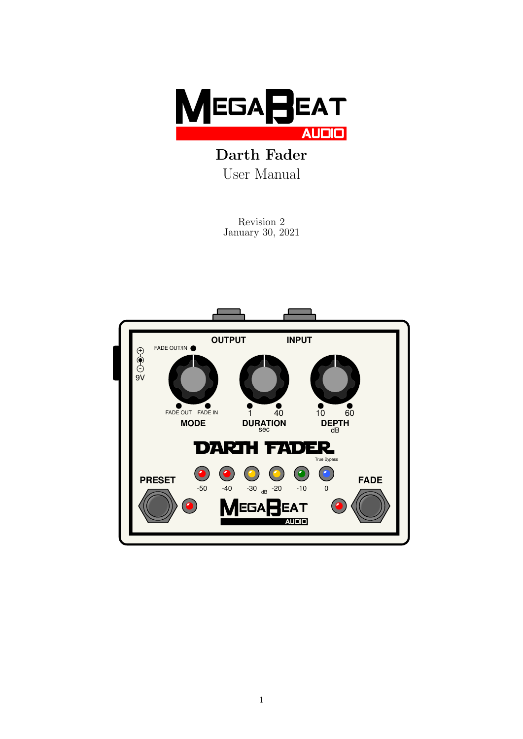# Darth Fader

User Manual

Revision 2
January 30, 2021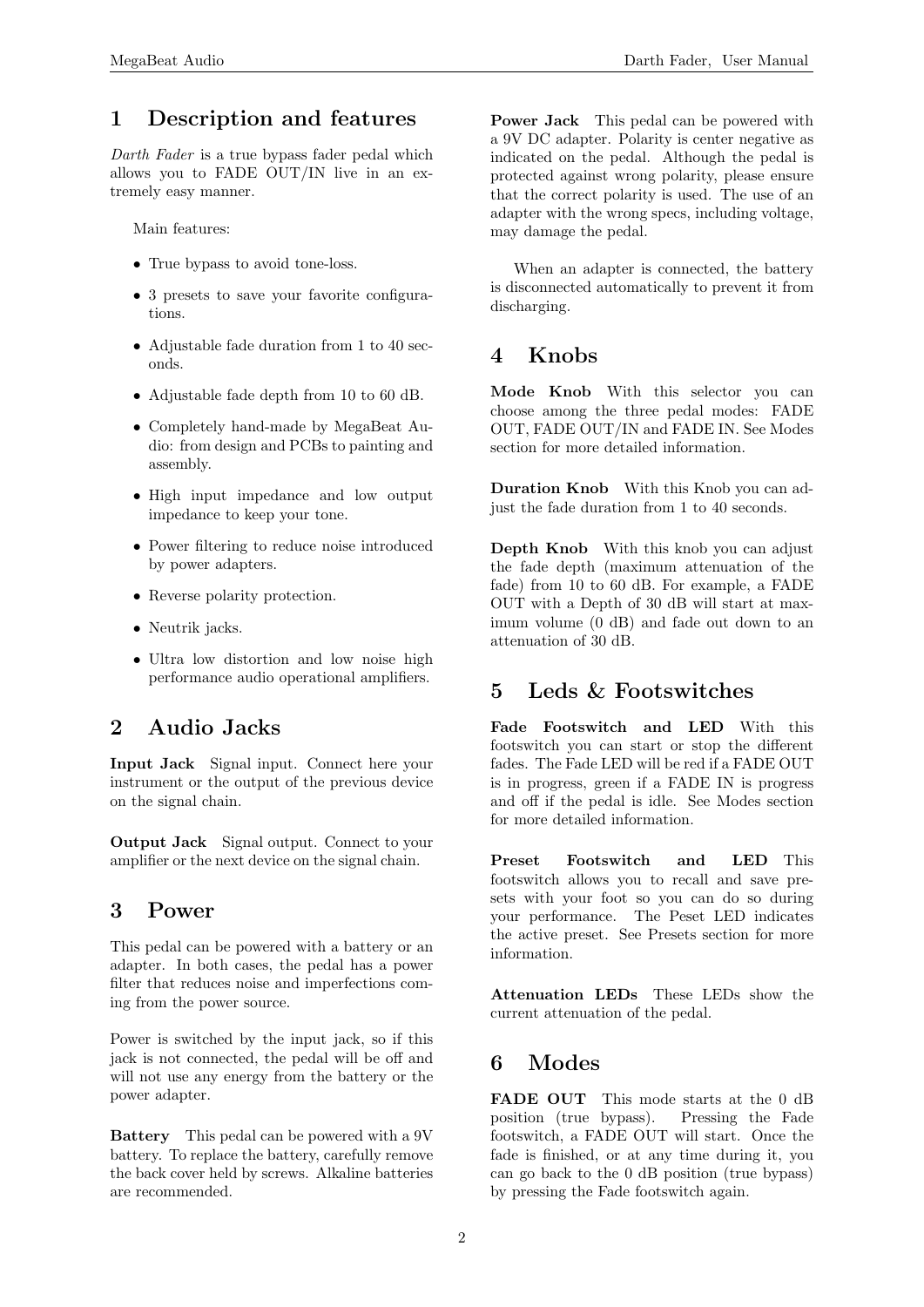# 1 Description and features

*Darth Fader* is a true bypass fader pedal which allows you to FADE OUT/IN live in an extremely easy manner.

Main features:

- True bypass to avoid tone-loss.
- 3 presets to save your favorite configurations.
- Adjustable fade duration from 1 to 40 seconds.
- Adjustable fade depth from 10 to 60 dB.
- Completely hand-made by MegaBeat Audio: from design and PCBs to painting and assembly.
- High input impedance and low output impedance to keep your tone.
- Power filtering to reduce noise introduced by power adapters.
- Reverse polarity protection.
- Neutrik jacks.
- Ultra low distortion and low noise high performance audio operational amplifiers.

# 2 Audio Jacks

**Input Jack** Signal input. Connect here your instrument or the output of the previous device on the signal chain.

**Output Jack** Signal output. Connect to your amplifier or the next device on the signal chain.

# 3 Power

This pedal can be powered with a battery or an adapter. In both cases, the pedal has a power filter that reduces noise and imperfections coming from the power source.

Power is switched by the input jack, so if this jack is not connected, the pedal will be off and will not use any energy from the battery or the power adapter.

**Battery** This pedal can be powered with a 9V battery. To replace the battery, carefully remove the back cover held by screws. Alkaline batteries are recommended.

**Power Jack** This pedal can be powered with a 9V DC adapter. Polarity is center negative as indicated on the pedal. Although the pedal is protected against wrong polarity, please ensure that the correct polarity is used. The use of an adapter with the wrong specs, including voltage, may damage the pedal.

When an adapter is connected, the battery is disconnected automatically to prevent it from discharging.

# 4 Knobs

**Mode Knob** With this selector you can choose among the three pedal modes: FADE OUT, FADE OUT/IN and FADE IN. See Modes section for more detailed information.

**Duration Knob** With this Knob you can adjust the fade duration from 1 to 40 seconds.

**Depth Knob** With this knob you can adjust the fade depth (maximum attenuation of the fade) from 10 to 60 dB. For example, a FADE OUT with a Depth of 30 dB will start at maximum volume (0 dB) and fade out down to an attenuation of 30 dB.

# 5 Leds & Footswitches

**Fade Footswitch and LED** With this footswitch you can start or stop the different fades. The Fade LED will be red if a FADE OUT is in progress, green if a FADE IN is progress and off if the pedal is idle. See Modes section for more detailed information.

**Preset Footswitch and LED** This footswitch allows you to recall and save presets with your foot so you can do so during your performance. The Peset LED indicates the active preset. See Presets section for more information.

**Attenuation LEDs** These LEDs show the current attenuation of the pedal.

# 6 Modes

**FADE OUT** This mode starts at the 0 dB position (true bypass). Pressing the Fade footswitch, a FADE OUT will start. Once the fade is finished, or at any time during it, you can go back to the 0 dB position (true bypass) by pressing the Fade footswitch again.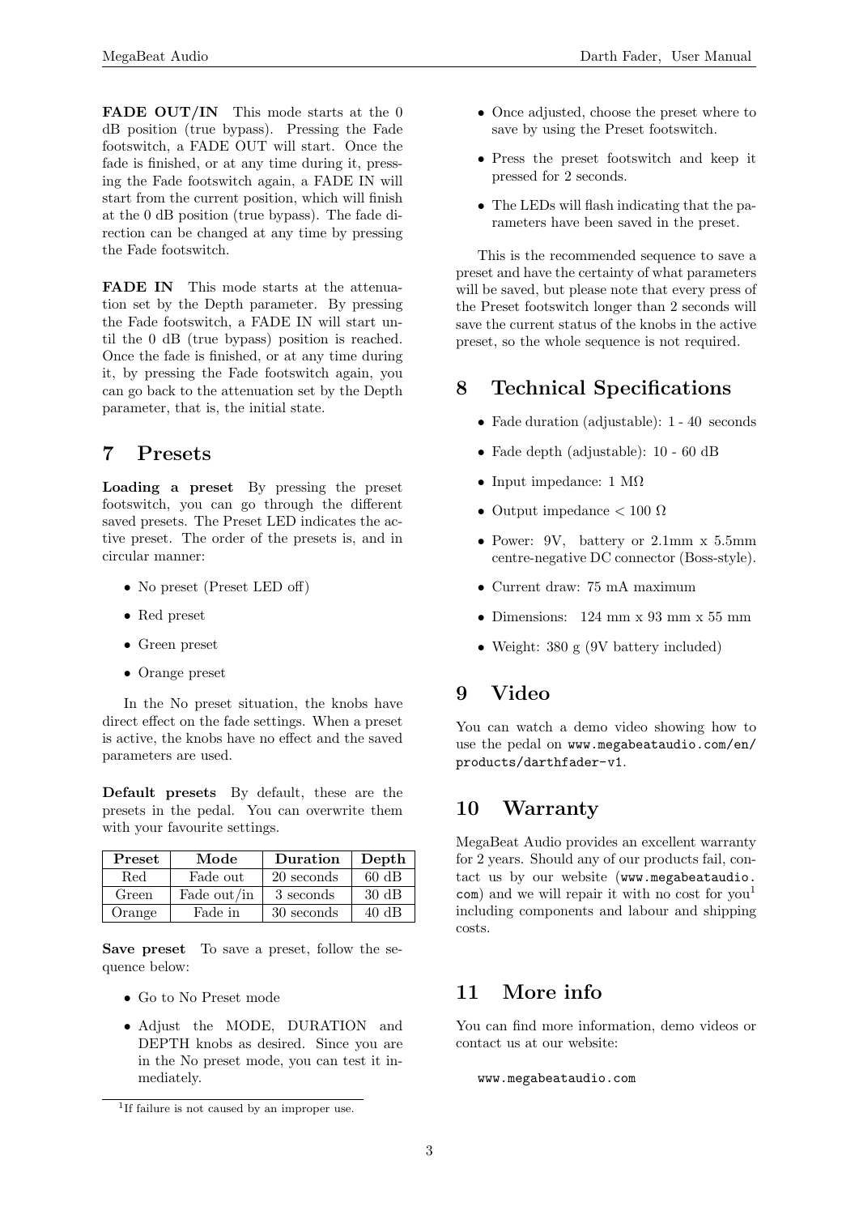**FADE OUT/IN** This mode starts at the 0 dB position (true bypass). Pressing the Fade footswitch, a FADE OUT will start. Once the fade is finished, or at any time during it, pressing the Fade footswitch again, a FADE IN will start from the current position, which will finish at the 0 dB position (true bypass). The fade direction can be changed at any time by pressing the Fade footswitch.

**FADE IN** This mode starts at the attenuation set by the Depth parameter. By pressing the Fade footswitch, a FADE IN will start until the 0 dB (true bypass) position is reached. Once the fade is finished, or at any time during it, by pressing the Fade footswitch again, you can go back to the attenuation set by the Depth parameter, that is, the initial state.

## 7 Presets

**Loading a preset** By pressing the preset footswitch, you can go through the different saved presets. The Preset LED indicates the active preset. The order of the presets is, and in circular manner:

- No preset (Preset LED off)
- Red preset
- Green preset
- Orange preset

In the No preset situation, the knobs have direct effect on the fade settings. When a preset is active, the knobs have no effect and the saved parameters are used.

**Default presets** By default, these are the presets in the pedal. You can overwrite them with your favourite settings.

| Preset | Mode | Duration | Depth |
|---|---|---|---|
| Red | Fade out | 20 seconds | 60 dB |
| Green | Fade out/in | 3 seconds | 30 dB |
| Orange | Fade in | 30 seconds | 40 dB |

**Save preset** To save a preset, follow the sequence below:

- Go to No Preset mode
- Adjust the MODE, DURATION and DEPTH knobs as desired. Since you are in the No preset mode, you can test it inmediately.
- Once adjusted, choose the preset where to save by using the Preset footswitch.
- Press the preset footswitch and keep it pressed for 2 seconds.
- The LEDs will flash indicating that the parameters have been saved in the preset.

This is the recommended sequence to save a preset and have the certainty of what parameters will be saved, but please note that every press of the Preset footswitch longer than 2 seconds will save the current status of the knobs in the active preset, so the whole sequence is not required.

## 8 Technical Specifications

- Fade duration (adjustable): 1 - 40 seconds
- Fade depth (adjustable): 10 - 60 dB
- Input impedance: 1 MΩ
- Output impedance < 100 Ω
- Power: 9V, battery or 2.1mm x 5.5mm centre-negative DC connector (Boss-style).
- Current draw: 75 mA maximum
- Dimensions: 124 mm x 93 mm x 55 mm
- Weight: 380 g (9V battery included)

## 9 Video

You can watch a demo video showing how to use the pedal on `www.megabeataudio.com/en/products/darthfader-v1`.

## 10 Warranty

MegaBeat Audio provides an excellent warranty for 2 years. Should any of our products fail, contact us by our website (`www.megabeataudio.com`) and we will repair it with no cost for you[1] including components and labour and shipping costs.

## 11 More info

You can find more information, demo videos or contact us at our website:

`www.megabeataudio.com`

[1] If failure is not caused by an improper use.